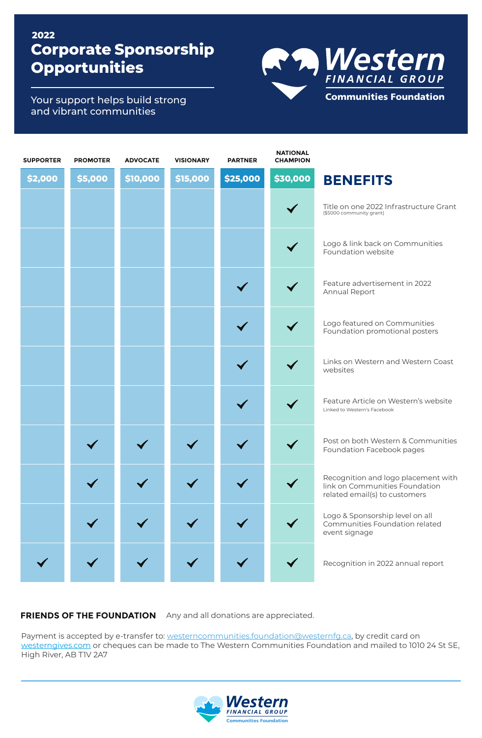# 2022 Corporate Sponsorship Opportunities

Your support helps build strong and vibrant communities

**Western FINANCIAL GROUP Communities Foundation**

| SUPPORTER $2,000 | PROMOTER $5,000 | ADVOCATE $10,000 | VISIONARY $15,000 | PARTNER $25,000 | NATIONAL CHAMPION $30,000 | BENEFITS |
|---|---|---|---|---|---|---|
| | | | | | ✓ | Title on one 2022 Infrastructure Grant ($5000 community grant) |
| | | | | | ✓ | Logo & link back on Communities Foundation website |
| | | | | ✓ | ✓ | Feature advertisement in 2022 Annual Report |
| | | | | ✓ | ✓ | Logo featured on Communities Foundation promotional posters |
| | | | | ✓ | ✓ | Links on Western and Western Coast websites |
| | | | | ✓ | ✓ | Feature Article on Western's website Linked to Western's Facebook |
| | ✓ | ✓ | ✓ | ✓ | ✓ | Post on both Western & Communities Foundation Facebook pages |
| | ✓ | ✓ | ✓ | ✓ | ✓ | Recognition and logo placement with link on Communities Foundation related email(s) to customers |
| | ✓ | ✓ | ✓ | ✓ | ✓ | Logo & Sponsorship level on all Communities Foundation related event signage |
| ✓ | ✓ | ✓ | ✓ | ✓ | ✓ | Recognition in 2022 annual report |

**FRIENDS OF THE FOUNDATION** Any and all donations are appreciated.

Payment is accepted by e-transfer to: westerncommunities.foundation@westernfg.ca, by credit card on westerngives.com or cheques can be made to The Western Communities Foundation and mailed to 1010 24 St SE, High River, AB T1V 2A7

**Western FINANCIAL GROUP Communities Foundation**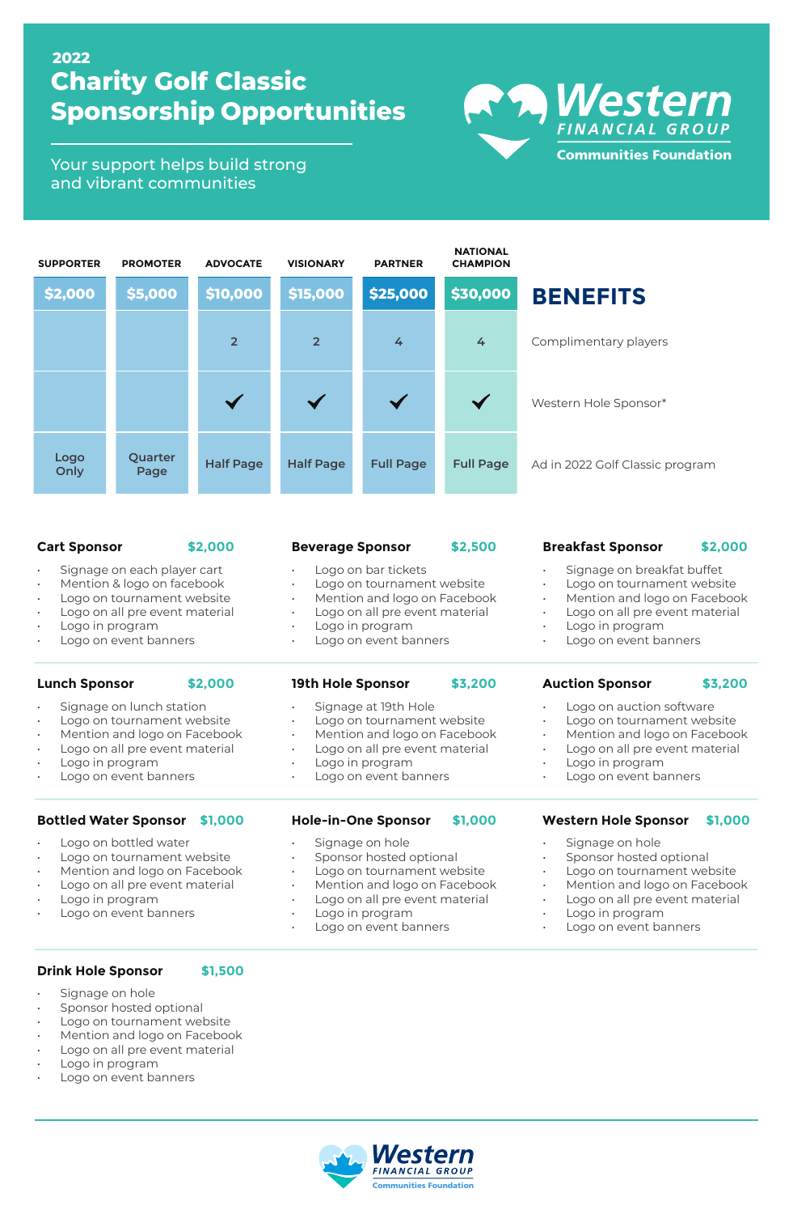2022

# Charity Golf Classic Sponsorship Opportunities

Your support helps build strong and vibrant communities

Western FINANCIAL GROUP Communities Foundation

| SUPPORTER | PROMOTER | ADVOCATE | VISIONARY | PARTNER | NATIONAL CHAMPION | |
|---|---|---|---|---|---|---|
| $2,000 | $5,000 | $10,000 | $15,000 | $25,000 | $30,000 | **BENEFITS** |
| | | 2 | 2 | 4 | 4 | Complimentary players |
| | | ✔ | ✔ | ✔ | ✔ | Western Hole Sponsor* |
| Logo Only | Quarter Page | Half Page | Half Page | Full Page | Full Page | Ad in 2022 Golf Classic program |

### Cart Sponsor — $2,000

- Signage on each player cart
- Mention & logo on facebook
- Logo on tournament website
- Logo on all pre event material
- Logo in program
- Logo on event banners

### Beverage Sponsor — $2,500

- Logo on bar tickets
- Logo on tournament website
- Mention and logo on Facebook
- Logo on all pre event material
- Logo in program
- Logo on event banners

### Breakfast Sponsor — $2,000

- Signage on breakfat buffet
- Logo on tournament website
- Mention and logo on Facebook
- Logo on all pre event material
- Logo in program
- Logo on event banners

### Lunch Sponsor — $2,000

- Signage on lunch station
- Logo on tournament website
- Mention and logo on Facebook
- Logo on all pre event material
- Logo in program
- Logo on event banners

### 19th Hole Sponsor — $3,200

- Signage at 19th Hole
- Logo on tournament website
- Mention and logo on Facebook
- Logo on all pre event material
- Logo in program
- Logo on event banners

### Auction Sponsor — $3,200

- Logo on auction software
- Logo on tournament website
- Mention and logo on Facebook
- Logo on all pre event material
- Logo in program
- Logo on event banners

### Bottled Water Sponsor — $1,000

- Logo on bottled water
- Logo on tournament website
- Mention and logo on Facebook
- Logo on all pre event material
- Logo in program
- Logo on event banners

### Hole-in-One Sponsor — $1,000

- Signage on hole
- Sponsor hosted optional
- Logo on tournament website
- Mention and logo on Facebook
- Logo on all pre event material
- Logo in program
- Logo on event banners

### Western Hole Sponsor — $1,000

- Signage on hole
- Sponsor hosted optional
- Logo on tournament website
- Mention and logo on Facebook
- Logo on all pre event material
- Logo in program
- Logo on event banners

### Drink Hole Sponsor — $1,500

- Signage on hole
- Sponsor hosted optional
- Logo on tournament website
- Mention and logo on Facebook
- Logo on all pre event material
- Logo in program
- Logo on event banners

Western FINANCIAL GROUP Communities Foundation